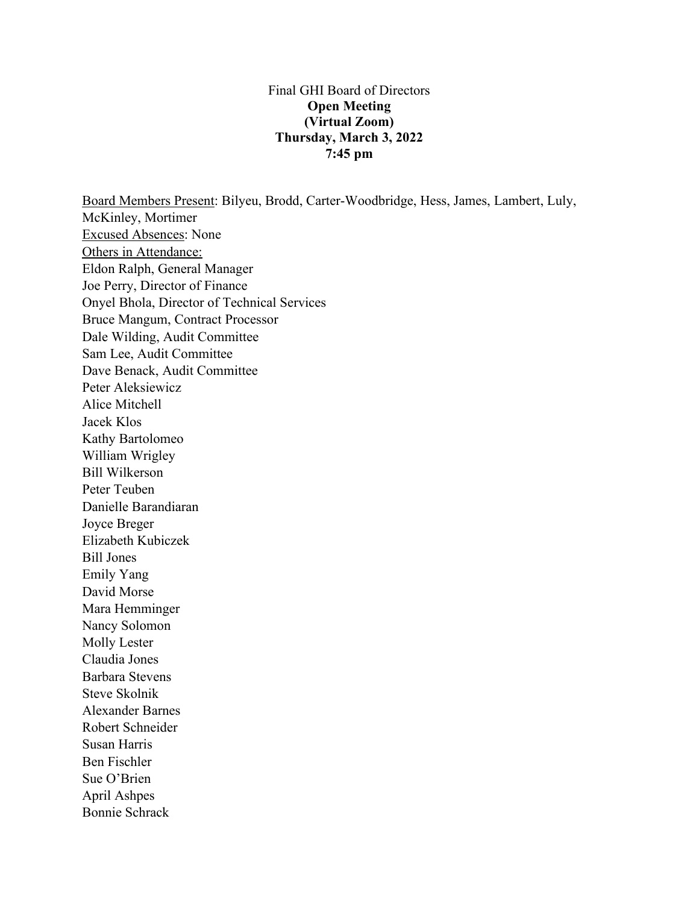Final GHI Board of Directors
**Open Meeting**
**(Virtual Zoom)**
**Thursday, March 3, 2022**
**7:45 pm**

Board Members Present: Bilyeu, Brodd, Carter-Woodbridge, Hess, James, Lambert, Luly, McKinley, Mortimer
Excused Absences: None
Others in Attendance:
Eldon Ralph, General Manager
Joe Perry, Director of Finance
Onyel Bhola, Director of Technical Services
Bruce Mangum, Contract Processor
Dale Wilding, Audit Committee
Sam Lee, Audit Committee
Dave Benack, Audit Committee
Peter Aleksiewicz
Alice Mitchell
Jacek Klos
Kathy Bartolomeo
William Wrigley
Bill Wilkerson
Peter Teuben
Danielle Barandiaran
Joyce Breger
Elizabeth Kubiczek
Bill Jones
Emily Yang
David Morse
Mara Hemminger
Nancy Solomon
Molly Lester
Claudia Jones
Barbara Stevens
Steve Skolnik
Alexander Barnes
Robert Schneider
Susan Harris
Ben Fischler
Sue O'Brien
April Ashpes
Bonnie Schrack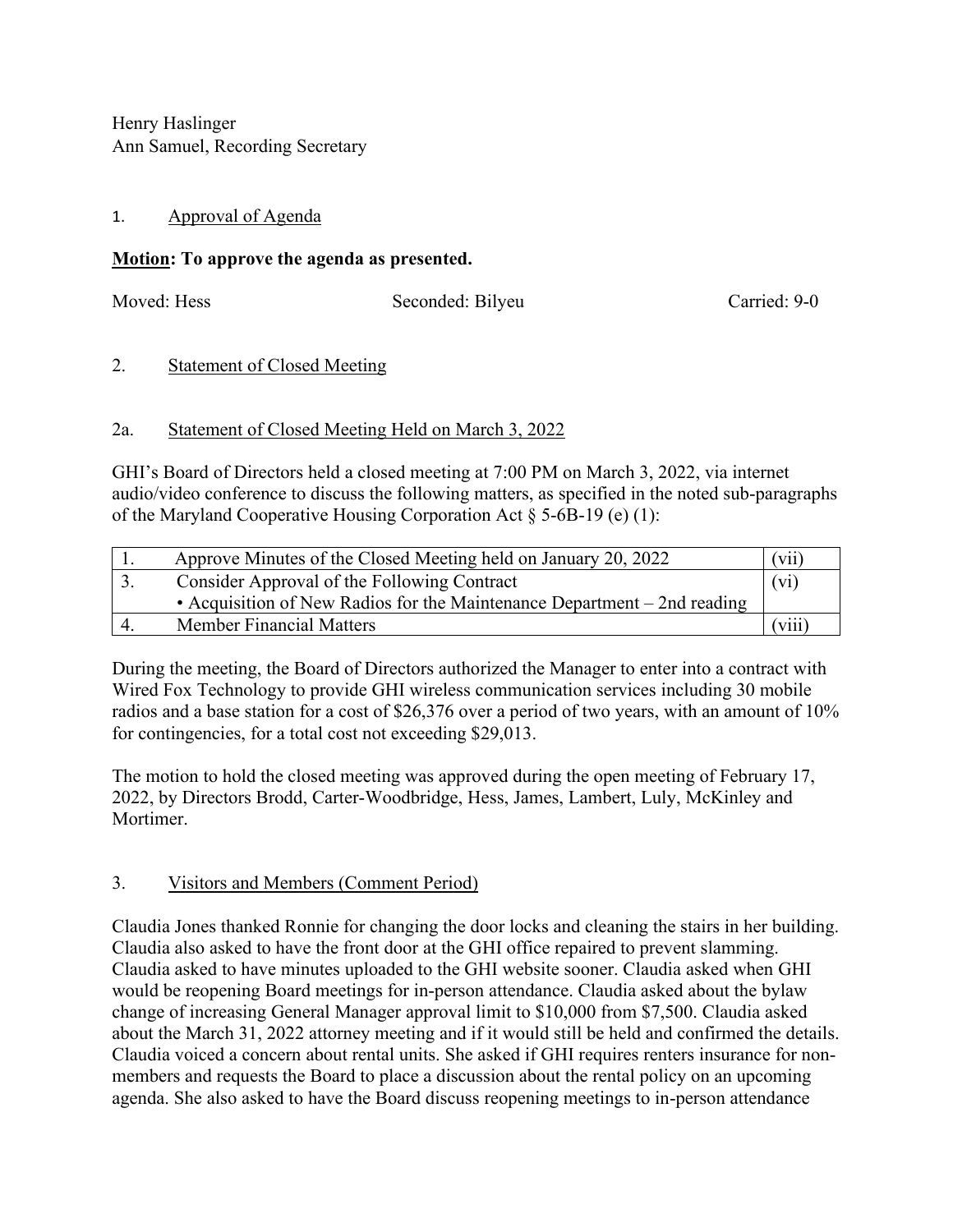Henry Haslinger
Ann Samuel, Recording Secretary

1. Approval of Agenda

**Motion: To approve the agenda as presented.**

Moved: Hess | Seconded: Bilyeu | Carried: 9-0

2. Statement of Closed Meeting

2a. Statement of Closed Meeting Held on March 3, 2022

GHI's Board of Directors held a closed meeting at 7:00 PM on March 3, 2022, via internet audio/video conference to discuss the following matters, as specified in the noted sub-paragraphs of the Maryland Cooperative Housing Corporation Act § 5-6B-19 (e) (1):

| | | |
|---|---|---|
| 1. | Approve Minutes of the Closed Meeting held on January 20, 2022 | (vii) |
| 3. | Consider Approval of the Following Contract<br>• Acquisition of New Radios for the Maintenance Department – 2nd reading | (vi) |
| 4. | Member Financial Matters | (viii) |

During the meeting, the Board of Directors authorized the Manager to enter into a contract with Wired Fox Technology to provide GHI wireless communication services including 30 mobile radios and a base station for a cost of $26,376 over a period of two years, with an amount of 10% for contingencies, for a total cost not exceeding $29,013.

The motion to hold the closed meeting was approved during the open meeting of February 17, 2022, by Directors Brodd, Carter-Woodbridge, Hess, James, Lambert, Luly, McKinley and Mortimer.

3. Visitors and Members (Comment Period)

Claudia Jones thanked Ronnie for changing the door locks and cleaning the stairs in her building. Claudia also asked to have the front door at the GHI office repaired to prevent slamming. Claudia asked to have minutes uploaded to the GHI website sooner. Claudia asked when GHI would be reopening Board meetings for in-person attendance. Claudia asked about the bylaw change of increasing General Manager approval limit to $10,000 from $7,500. Claudia asked about the March 31, 2022 attorney meeting and if it would still be held and confirmed the details. Claudia voiced a concern about rental units. She asked if GHI requires renters insurance for non-members and requests the Board to place a discussion about the rental policy on an upcoming agenda. She also asked to have the Board discuss reopening meetings to in-person attendance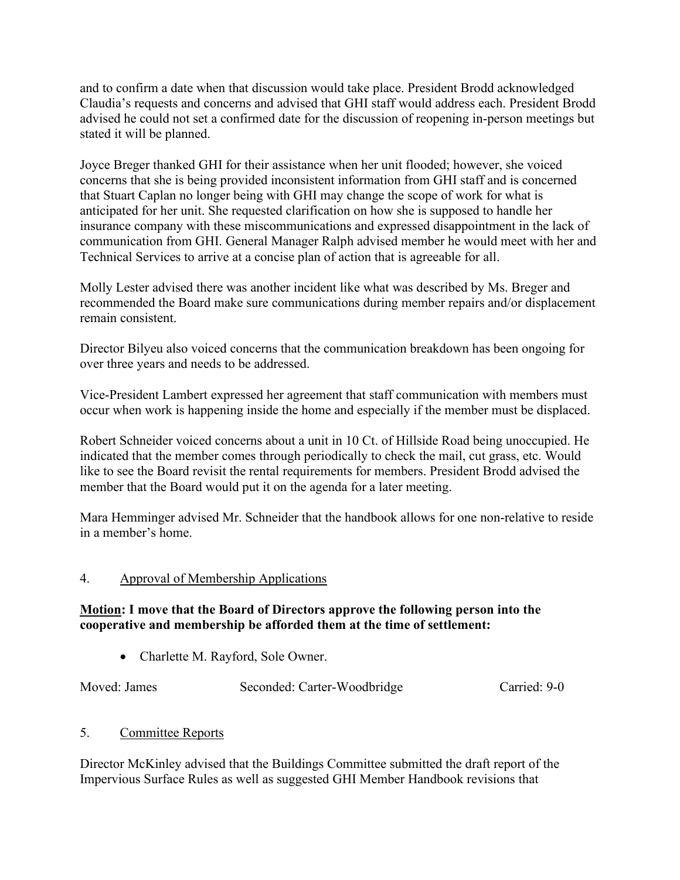and to confirm a date when that discussion would take place. President Brodd acknowledged Claudia's requests and concerns and advised that GHI staff would address each. President Brodd advised he could not set a confirmed date for the discussion of reopening in-person meetings but stated it will be planned.

Joyce Breger thanked GHI for their assistance when her unit flooded; however, she voiced concerns that she is being provided inconsistent information from GHI staff and is concerned that Stuart Caplan no longer being with GHI may change the scope of work for what is anticipated for her unit. She requested clarification on how she is supposed to handle her insurance company with these miscommunications and expressed disappointment in the lack of communication from GHI. General Manager Ralph advised member he would meet with her and Technical Services to arrive at a concise plan of action that is agreeable for all.

Molly Lester advised there was another incident like what was described by Ms. Breger and recommended the Board make sure communications during member repairs and/or displacement remain consistent.

Director Bilyeu also voiced concerns that the communication breakdown has been ongoing for over three years and needs to be addressed.

Vice-President Lambert expressed her agreement that staff communication with members must occur when work is happening inside the home and especially if the member must be displaced.

Robert Schneider voiced concerns about a unit in 10 Ct. of Hillside Road being unoccupied. He indicated that the member comes through periodically to check the mail, cut grass, etc. Would like to see the Board revisit the rental requirements for members. President Brodd advised the member that the Board would put it on the agenda for a later meeting.

Mara Hemminger advised Mr. Schneider that the handbook allows for one non-relative to reside in a member's home.

4. Approval of Membership Applications

**Motion: I move that the Board of Directors approve the following person into the cooperative and membership be afforded them at the time of settlement:**

- Charlette M. Rayford, Sole Owner.

Moved: James Seconded: Carter-Woodbridge Carried: 9-0

5. Committee Reports

Director McKinley advised that the Buildings Committee submitted the draft report of the Impervious Surface Rules as well as suggested GHI Member Handbook revisions that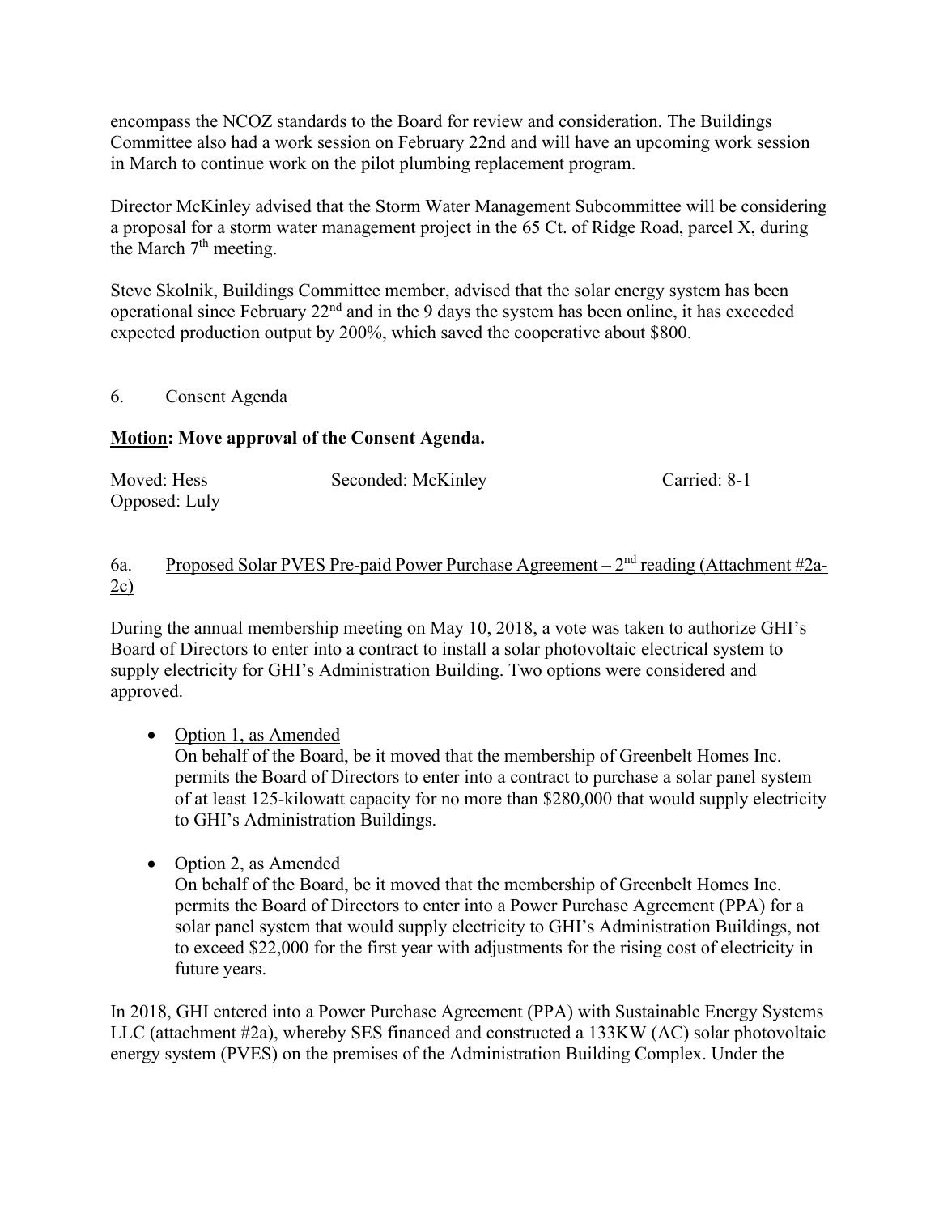encompass the NCOZ standards to the Board for review and consideration. The Buildings Committee also had a work session on February 22nd and will have an upcoming work session in March to continue work on the pilot plumbing replacement program.

Director McKinley advised that the Storm Water Management Subcommittee will be considering a proposal for a storm water management project in the 65 Ct. of Ridge Road, parcel X, during the March 7th meeting.

Steve Skolnik, Buildings Committee member, advised that the solar energy system has been operational since February 22nd and in the 9 days the system has been online, it has exceeded expected production output by 200%, which saved the cooperative about $800.

6. <u>Consent Agenda</u>

**<u>Motion</u>: Move approval of the Consent Agenda.**

Moved: Hess    Seconded: McKinley    Carried: 8-1
Opposed: Luly

6a. <u>Proposed Solar PVES Pre-paid Power Purchase Agreement – 2nd reading (Attachment #2a-2c)</u>

During the annual membership meeting on May 10, 2018, a vote was taken to authorize GHI's Board of Directors to enter into a contract to install a solar photovoltaic electrical system to supply electricity for GHI's Administration Building. Two options were considered and approved.

- <u>Option 1, as Amended</u>
  On behalf of the Board, be it moved that the membership of Greenbelt Homes Inc. permits the Board of Directors to enter into a contract to purchase a solar panel system of at least 125-kilowatt capacity for no more than $280,000 that would supply electricity to GHI's Administration Buildings.

- <u>Option 2, as Amended</u>
  On behalf of the Board, be it moved that the membership of Greenbelt Homes Inc. permits the Board of Directors to enter into a Power Purchase Agreement (PPA) for a solar panel system that would supply electricity to GHI's Administration Buildings, not to exceed $22,000 for the first year with adjustments for the rising cost of electricity in future years.

In 2018, GHI entered into a Power Purchase Agreement (PPA) with Sustainable Energy Systems LLC (attachment #2a), whereby SES financed and constructed a 133KW (AC) solar photovoltaic energy system (PVES) on the premises of the Administration Building Complex. Under the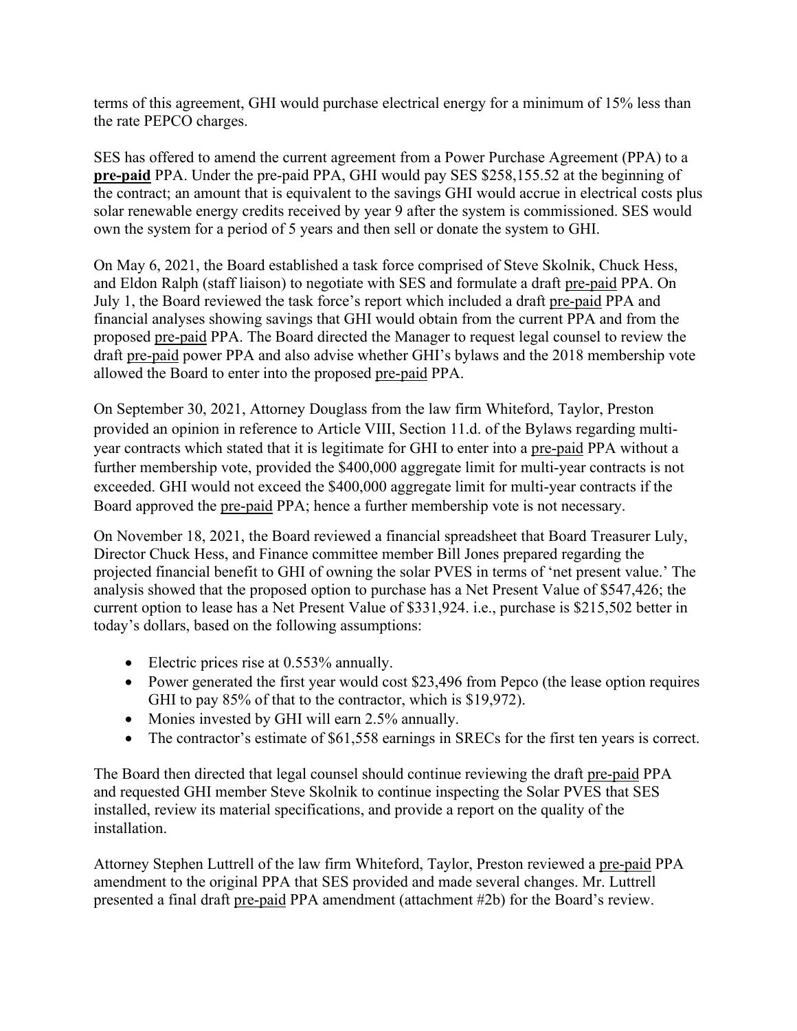terms of this agreement, GHI would purchase electrical energy for a minimum of 15% less than the rate PEPCO charges.

SES has offered to amend the current agreement from a Power Purchase Agreement (PPA) to a **pre-paid** PPA. Under the pre-paid PPA, GHI would pay SES $258,155.52 at the beginning of the contract; an amount that is equivalent to the savings GHI would accrue in electrical costs plus solar renewable energy credits received by year 9 after the system is commissioned. SES would own the system for a period of 5 years and then sell or donate the system to GHI.

On May 6, 2021, the Board established a task force comprised of Steve Skolnik, Chuck Hess, and Eldon Ralph (staff liaison) to negotiate with SES and formulate a draft pre-paid PPA. On July 1, the Board reviewed the task force's report which included a draft pre-paid PPA and financial analyses showing savings that GHI would obtain from the current PPA and from the proposed pre-paid PPA. The Board directed the Manager to request legal counsel to review the draft pre-paid power PPA and also advise whether GHI's bylaws and the 2018 membership vote allowed the Board to enter into the proposed pre-paid PPA.

On September 30, 2021, Attorney Douglass from the law firm Whiteford, Taylor, Preston provided an opinion in reference to Article VIII, Section 11.d. of the Bylaws regarding multi-year contracts which stated that it is legitimate for GHI to enter into a pre-paid PPA without a further membership vote, provided the $400,000 aggregate limit for multi-year contracts is not exceeded. GHI would not exceed the $400,000 aggregate limit for multi-year contracts if the Board approved the pre-paid PPA; hence a further membership vote is not necessary.

On November 18, 2021, the Board reviewed a financial spreadsheet that Board Treasurer Luly, Director Chuck Hess, and Finance committee member Bill Jones prepared regarding the projected financial benefit to GHI of owning the solar PVES in terms of 'net present value.' The analysis showed that the proposed option to purchase has a Net Present Value of $547,426; the current option to lease has a Net Present Value of $331,924. i.e., purchase is $215,502 better in today's dollars, based on the following assumptions:

- Electric prices rise at 0.553% annually.
- Power generated the first year would cost $23,496 from Pepco (the lease option requires GHI to pay 85% of that to the contractor, which is $19,972).
- Monies invested by GHI will earn 2.5% annually.
- The contractor's estimate of $61,558 earnings in SRECs for the first ten years is correct.

The Board then directed that legal counsel should continue reviewing the draft pre-paid PPA and requested GHI member Steve Skolnik to continue inspecting the Solar PVES that SES installed, review its material specifications, and provide a report on the quality of the installation.

Attorney Stephen Luttrell of the law firm Whiteford, Taylor, Preston reviewed a pre-paid PPA amendment to the original PPA that SES provided and made several changes. Mr. Luttrell presented a final draft pre-paid PPA amendment (attachment #2b) for the Board's review.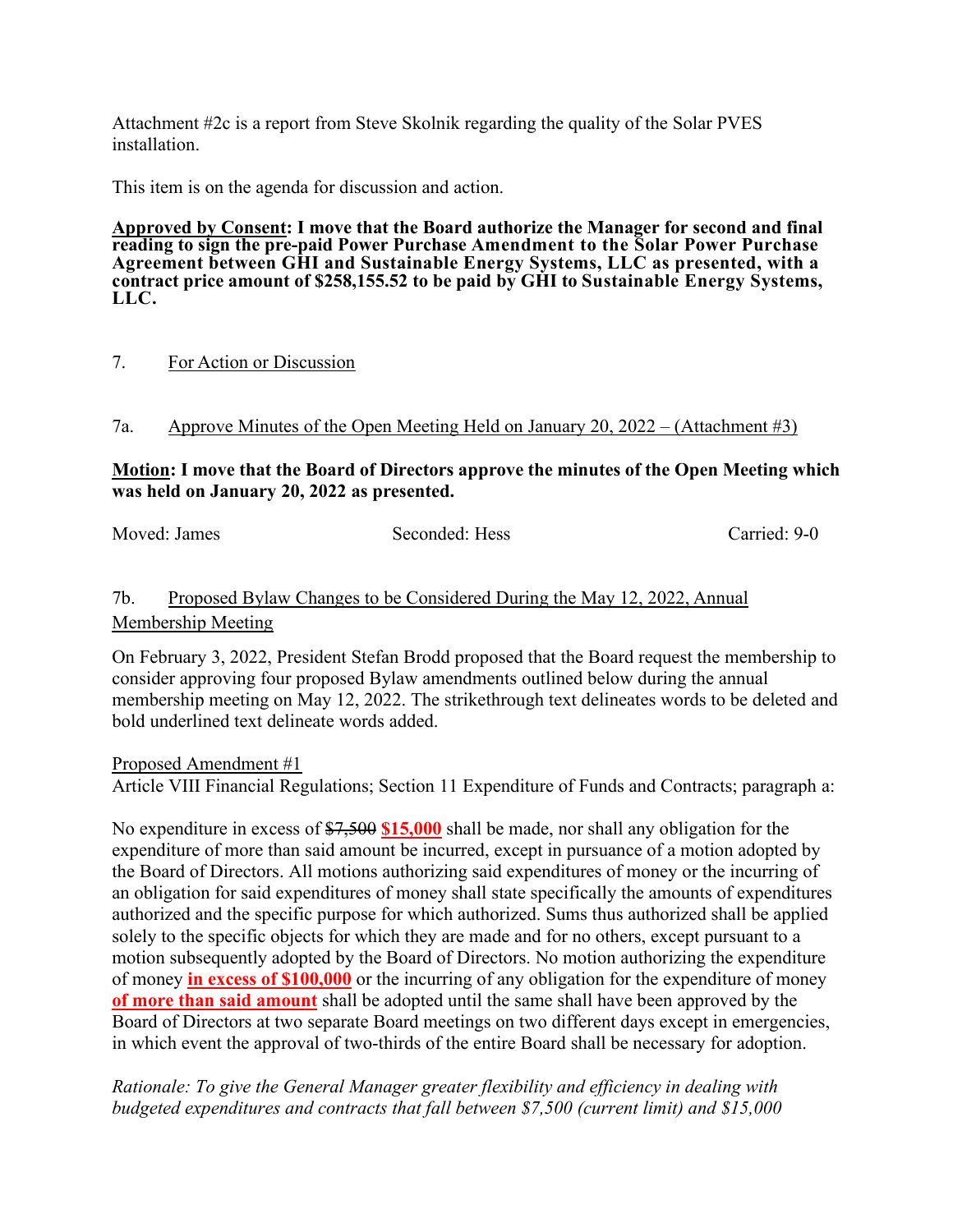Attachment #2c is a report from Steve Skolnik regarding the quality of the Solar PVES installation.

This item is on the agenda for discussion and action.

**<u>Approved by Consent</u>: I move that the Board authorize the Manager for second and final reading to sign the pre-paid Power Purchase Amendment to the Solar Power Purchase Agreement between GHI and Sustainable Energy Systems, LLC as presented, with a contract price amount of $258,155.52 to be paid by GHI to Sustainable Energy Systems, LLC.**

7. <u>For Action or Discussion</u>

7a. <u>Approve Minutes of the Open Meeting Held on January 20, 2022 – (Attachment #3)</u>

**<u>Motion</u>: I move that the Board of Directors approve the minutes of the Open Meeting which was held on January 20, 2022 as presented.**

Moved: James  Seconded: Hess  Carried: 9-0

7b. <u>Proposed Bylaw Changes to be Considered During the May 12, 2022, Annual Membership Meeting</u>

On February 3, 2022, President Stefan Brodd proposed that the Board request the membership to consider approving four proposed Bylaw amendments outlined below during the annual membership meeting on May 12, 2022. The strikethrough text delineates words to be deleted and bold underlined text delineate words added.

<u>Proposed Amendment #1</u>
Article VIII Financial Regulations; Section 11 Expenditure of Funds and Contracts; paragraph a:

No expenditure in excess of ~~$7,500~~ **<u>$15,000</u>** shall be made, nor shall any obligation for the expenditure of more than said amount be incurred, except in pursuance of a motion adopted by the Board of Directors. All motions authorizing said expenditures of money or the incurring of an obligation for said expenditures of money shall state specifically the amounts of expenditures authorized and the specific purpose for which authorized. Sums thus authorized shall be applied solely to the specific objects for which they are made and for no others, except pursuant to a motion subsequently adopted by the Board of Directors. No motion authorizing the expenditure of money **<u>in excess of $100,000</u>** or the incurring of any obligation for the expenditure of money **<u>of more than said amount</u>** shall be adopted until the same shall have been approved by the Board of Directors at two separate Board meetings on two different days except in emergencies, in which event the approval of two-thirds of the entire Board shall be necessary for adoption.

*Rationale: To give the General Manager greater flexibility and efficiency in dealing with budgeted expenditures and contracts that fall between $7,500 (current limit) and $15,000*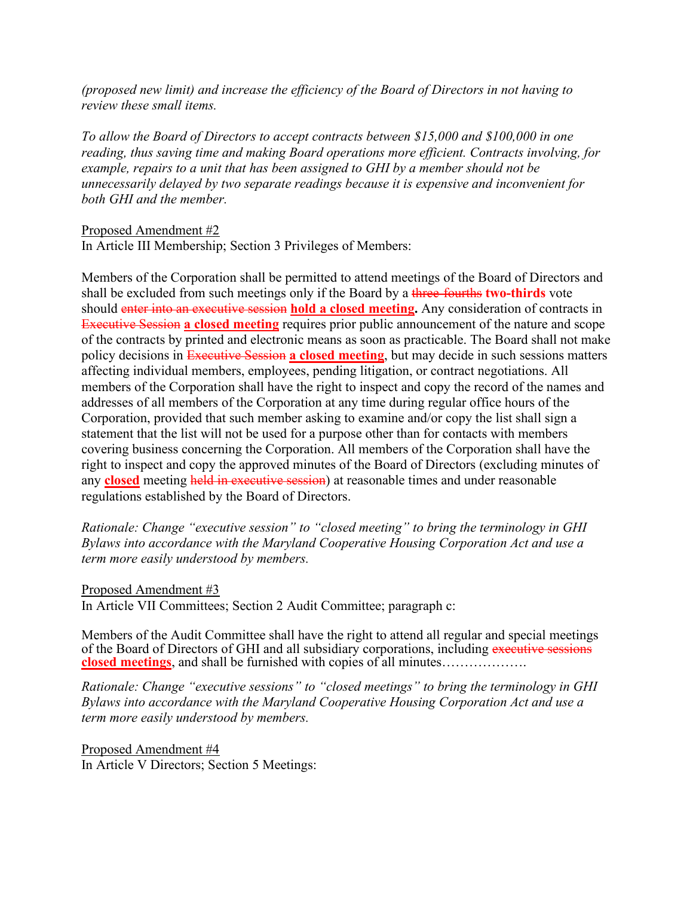*(proposed new limit) and increase the efficiency of the Board of Directors in not having to review these small items.*

*To allow the Board of Directors to accept contracts between $15,000 and $100,000 in one reading, thus saving time and making Board operations more efficient. Contracts involving, for example, repairs to a unit that has been assigned to GHI by a member should not be unnecessarily delayed by two separate readings because it is expensive and inconvenient for both GHI and the member.*

<u>Proposed Amendment #2</u>
In Article III Membership; Section 3 Privileges of Members:

Members of the Corporation shall be permitted to attend meetings of the Board of Directors and shall be excluded from such meetings only if the Board by a ~~three-fourths~~ **two-thirds** vote should ~~enter into an executive session~~ **<u>hold a closed meeting</u>.** Any consideration of contracts in ~~Executive Session~~ **<u>a closed meeting</u>** requires prior public announcement of the nature and scope of the contracts by printed and electronic means as soon as practicable. The Board shall not make policy decisions in ~~Executive Session~~ **<u>a closed meeting</u>**, but may decide in such sessions matters affecting individual members, employees, pending litigation, or contract negotiations. All members of the Corporation shall have the right to inspect and copy the record of the names and addresses of all members of the Corporation at any time during regular office hours of the Corporation, provided that such member asking to examine and/or copy the list shall sign a statement that the list will not be used for a purpose other than for contacts with members covering business concerning the Corporation. All members of the Corporation shall have the right to inspect and copy the approved minutes of the Board of Directors (excluding minutes of any **<u>closed</u>** meeting ~~held in executive session~~) at reasonable times and under reasonable regulations established by the Board of Directors.

*Rationale: Change "executive session" to "closed meeting" to bring the terminology in GHI Bylaws into accordance with the Maryland Cooperative Housing Corporation Act and use a term more easily understood by members.*

<u>Proposed Amendment #3</u>
In Article VII Committees; Section 2 Audit Committee; paragraph c:

Members of the Audit Committee shall have the right to attend all regular and special meetings of the Board of Directors of GHI and all subsidiary corporations, including ~~executive sessions~~ **<u>closed meetings</u>**, and shall be furnished with copies of all minutes……………….

*Rationale: Change "executive sessions" to "closed meetings" to bring the terminology in GHI Bylaws into accordance with the Maryland Cooperative Housing Corporation Act and use a term more easily understood by members.*

<u>Proposed Amendment #4</u>
In Article V Directors; Section 5 Meetings: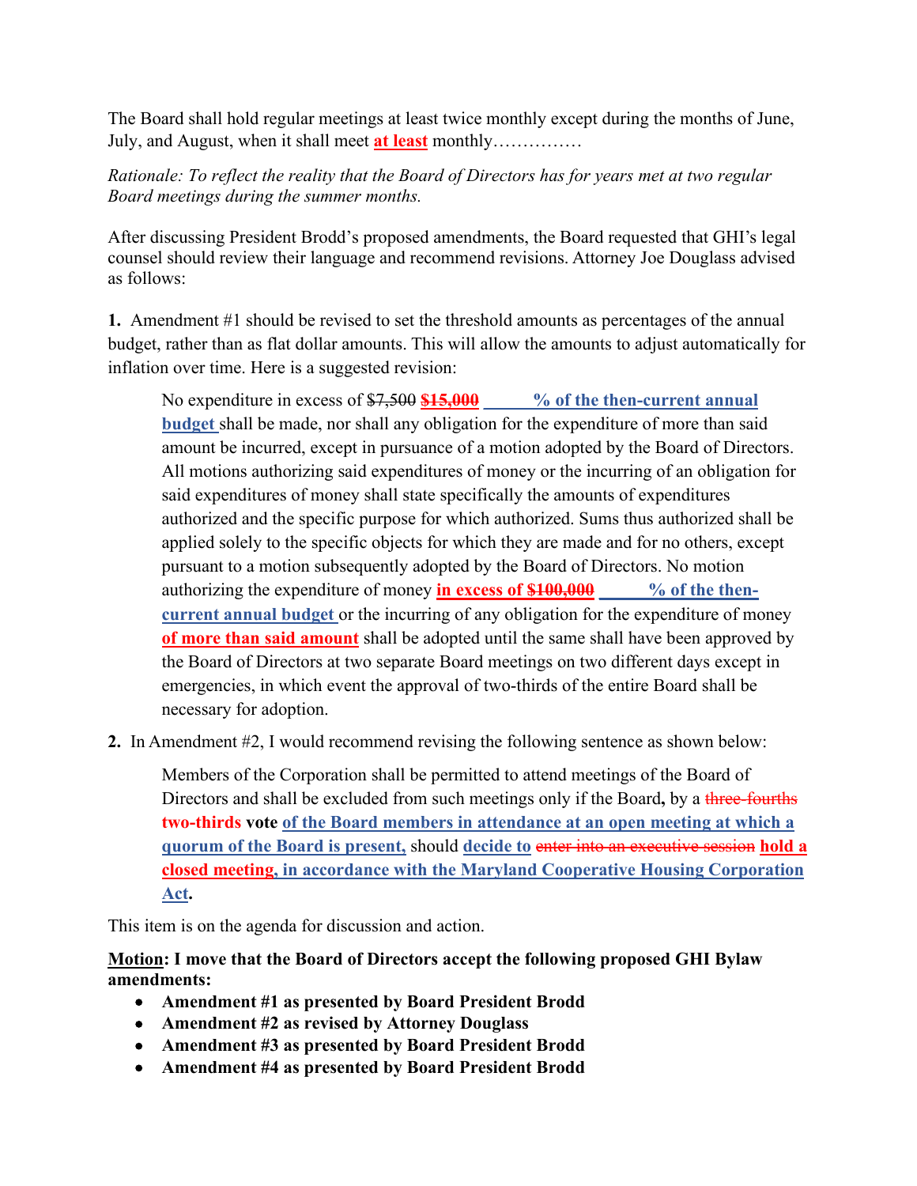The Board shall hold regular meetings at least twice monthly except during the months of June, July, and August, when it shall meet **at least** monthly……………

*Rationale: To reflect the reality that the Board of Directors has for years met at two regular Board meetings during the summer months.*

After discussing President Brodd's proposed amendments, the Board requested that GHI's legal counsel should review their language and recommend revisions. Attorney Joe Douglass advised as follows:

**1.** Amendment #1 should be revised to set the threshold amounts as percentages of the annual budget, rather than as flat dollar amounts. This will allow the amounts to adjust automatically for inflation over time. Here is a suggested revision:

> No expenditure in excess of ~~$7,500~~ ~~**$15,000**~~ **______% of the then-current annual budget** shall be made, nor shall any obligation for the expenditure of more than said amount be incurred, except in pursuance of a motion adopted by the Board of Directors. All motions authorizing said expenditures of money or the incurring of an obligation for said expenditures of money shall state specifically the amounts of expenditures authorized and the specific purpose for which authorized. Sums thus authorized shall be applied solely to the specific objects for which they are made and for no others, except pursuant to a motion subsequently adopted by the Board of Directors. No motion authorizing the expenditure of money **in excess of ~~$100,000~~** **______% of the then-current annual budget** or the incurring of any obligation for the expenditure of money **of more than said amount** shall be adopted until the same shall have been approved by the Board of Directors at two separate Board meetings on two different days except in emergencies, in which event the approval of two-thirds of the entire Board shall be necessary for adoption.

**2.** In Amendment #2, I would recommend revising the following sentence as shown below:

> Members of the Corporation shall be permitted to attend meetings of the Board of Directors and shall be excluded from such meetings only if the Board**,** by a ~~three-fourths~~ **two-thirds vote of the Board members in attendance at an open meeting at which a quorum of the Board is present,** should **decide to** ~~enter into an executive session~~ **hold a closed meeting, in accordance with the Maryland Cooperative Housing Corporation Act.**

This item is on the agenda for discussion and action.

**Motion: I move that the Board of Directors accept the following proposed GHI Bylaw amendments:**

- **Amendment #1 as presented by Board President Brodd**
- **Amendment #2 as revised by Attorney Douglass**
- **Amendment #3 as presented by Board President Brodd**
- **Amendment #4 as presented by Board President Brodd**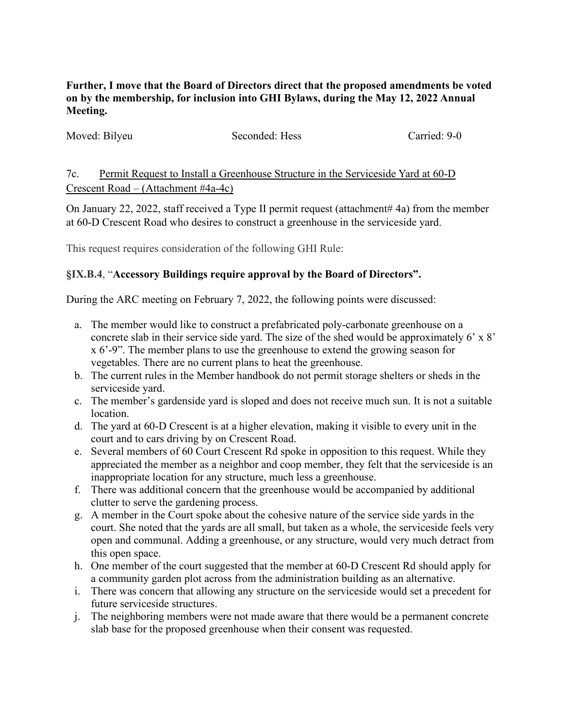**Further, I move that the Board of Directors direct that the proposed amendments be voted on by the membership, for inclusion into GHI Bylaws, during the May 12, 2022 Annual Meeting.**

Moved: Bilyeu Seconded: Hess Carried: 9-0

7c. Permit Request to Install a Greenhouse Structure in the Serviceside Yard at 60-D Crescent Road – (Attachment #4a-4c)

On January 22, 2022, staff received a Type II permit request (attachment# 4a) from the member at 60-D Crescent Road who desires to construct a greenhouse in the serviceside yard.

This request requires consideration of the following GHI Rule:

**§IX.B.4**, "**Accessory Buildings require approval by the Board of Directors".**

During the ARC meeting on February 7, 2022, the following points were discussed:

a. The member would like to construct a prefabricated poly-carbonate greenhouse on a concrete slab in their service side yard. The size of the shed would be approximately 6' x 8' x 6'-9". The member plans to use the greenhouse to extend the growing season for vegetables. There are no current plans to heat the greenhouse.
b. The current rules in the Member handbook do not permit storage shelters or sheds in the serviceside yard.
c. The member's gardenside yard is sloped and does not receive much sun. It is not a suitable location.
d. The yard at 60-D Crescent is at a higher elevation, making it visible to every unit in the court and to cars driving by on Crescent Road.
e. Several members of 60 Court Crescent Rd spoke in opposition to this request. While they appreciated the member as a neighbor and coop member, they felt that the serviceside is an inappropriate location for any structure, much less a greenhouse.
f. There was additional concern that the greenhouse would be accompanied by additional clutter to serve the gardening process.
g. A member in the Court spoke about the cohesive nature of the service side yards in the court. She noted that the yards are all small, but taken as a whole, the serviceside feels very open and communal. Adding a greenhouse, or any structure, would very much detract from this open space.
h. One member of the court suggested that the member at 60-D Crescent Rd should apply for a community garden plot across from the administration building as an alternative.
i. There was concern that allowing any structure on the serviceside would set a precedent for future serviceside structures.
j. The neighboring members were not made aware that there would be a permanent concrete slab base for the proposed greenhouse when their consent was requested.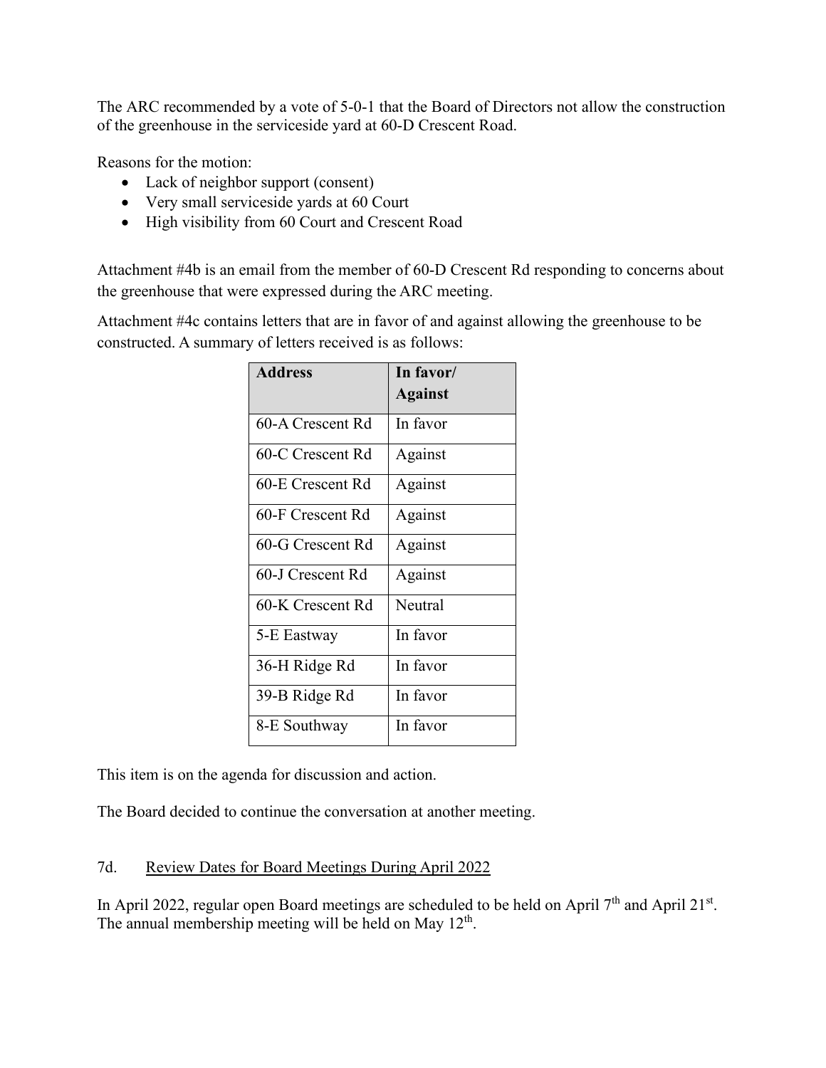The ARC recommended by a vote of 5-0-1 that the Board of Directors not allow the construction of the greenhouse in the serviceside yard at 60-D Crescent Road.

Reasons for the motion:

- Lack of neighbor support (consent)
- Very small serviceside yards at 60 Court
- High visibility from 60 Court and Crescent Road

Attachment #4b is an email from the member of 60-D Crescent Rd responding to concerns about the greenhouse that were expressed during the ARC meeting.

Attachment #4c contains letters that are in favor of and against allowing the greenhouse to be constructed. A summary of letters received is as follows:

| Address | In favor/ Against |
|---|---|
| 60-A Crescent Rd | In favor |
| 60-C Crescent Rd | Against |
| 60-E Crescent Rd | Against |
| 60-F Crescent Rd | Against |
| 60-G Crescent Rd | Against |
| 60-J Crescent Rd | Against |
| 60-K Crescent Rd | Neutral |
| 5-E Eastway | In favor |
| 36-H Ridge Rd | In favor |
| 39-B Ridge Rd | In favor |
| 8-E Southway | In favor |

This item is on the agenda for discussion and action.

The Board decided to continue the conversation at another meeting.

## 7d. Review Dates for Board Meetings During April 2022

In April 2022, regular open Board meetings are scheduled to be held on April 7th and April 21st. The annual membership meeting will be held on May 12th.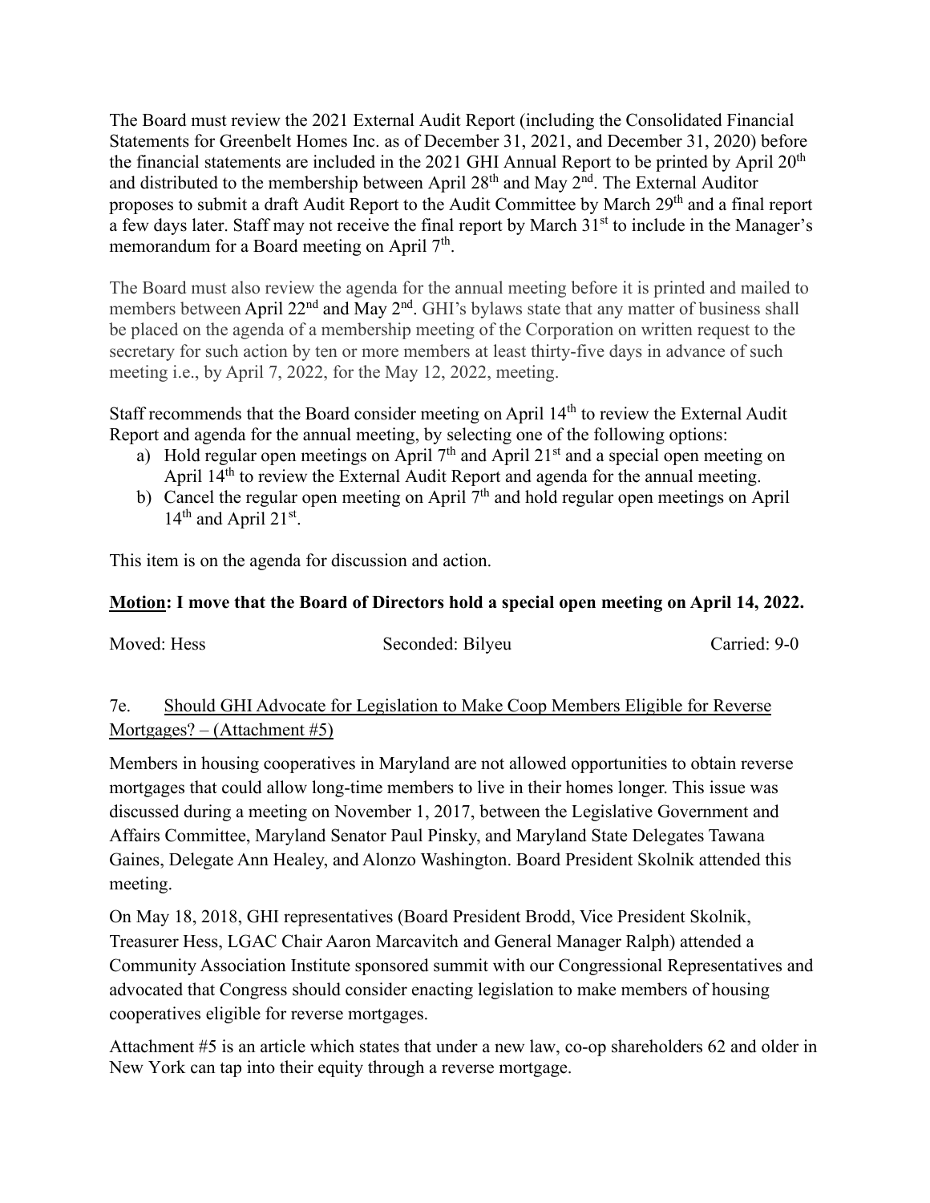The Board must review the 2021 External Audit Report (including the Consolidated Financial Statements for Greenbelt Homes Inc. as of December 31, 2021, and December 31, 2020) before the financial statements are included in the 2021 GHI Annual Report to be printed by April 20th and distributed to the membership between April 28th and May 2nd. The External Auditor proposes to submit a draft Audit Report to the Audit Committee by March 29th and a final report a few days later. Staff may not receive the final report by March 31st to include in the Manager's memorandum for a Board meeting on April 7th.

The Board must also review the agenda for the annual meeting before it is printed and mailed to members between April 22nd and May 2nd. GHI's bylaws state that any matter of business shall be placed on the agenda of a membership meeting of the Corporation on written request to the secretary for such action by ten or more members at least thirty-five days in advance of such meeting i.e., by April 7, 2022, for the May 12, 2022, meeting.

Staff recommends that the Board consider meeting on April 14th to review the External Audit Report and agenda for the annual meeting, by selecting one of the following options:

a) Hold regular open meetings on April 7th and April 21st and a special open meeting on April 14th to review the External Audit Report and agenda for the annual meeting.
b) Cancel the regular open meeting on April 7th and hold regular open meetings on April 14th and April 21st.

This item is on the agenda for discussion and action.

**<u>Motion</u>: I move that the Board of Directors hold a special open meeting on April 14, 2022.**

Moved: Hess Seconded: Bilyeu Carried: 9-0

7e. <u>Should GHI Advocate for Legislation to Make Coop Members Eligible for Reverse Mortgages? – (Attachment #5)</u>

Members in housing cooperatives in Maryland are not allowed opportunities to obtain reverse mortgages that could allow long-time members to live in their homes longer. This issue was discussed during a meeting on November 1, 2017, between the Legislative Government and Affairs Committee, Maryland Senator Paul Pinsky, and Maryland State Delegates Tawana Gaines, Delegate Ann Healey, and Alonzo Washington. Board President Skolnik attended this meeting.

On May 18, 2018, GHI representatives (Board President Brodd, Vice President Skolnik, Treasurer Hess, LGAC Chair Aaron Marcavitch and General Manager Ralph) attended a Community Association Institute sponsored summit with our Congressional Representatives and advocated that Congress should consider enacting legislation to make members of housing cooperatives eligible for reverse mortgages.

Attachment #5 is an article which states that under a new law, co-op shareholders 62 and older in New York can tap into their equity through a reverse mortgage.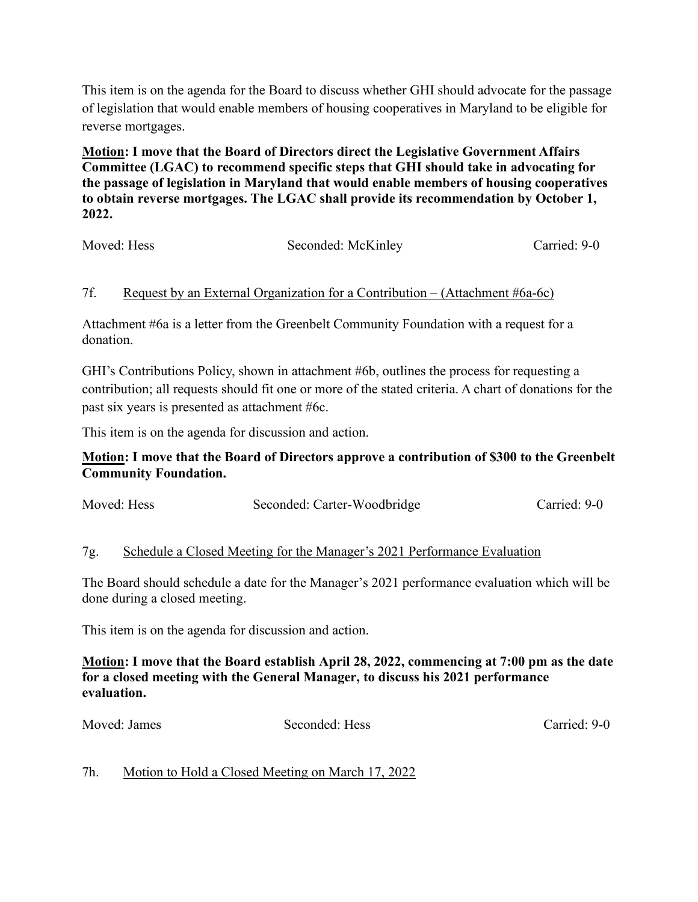This item is on the agenda for the Board to discuss whether GHI should advocate for the passage of legislation that would enable members of housing cooperatives in Maryland to be eligible for reverse mortgages.

**Motion: I move that the Board of Directors direct the Legislative Government Affairs Committee (LGAC) to recommend specific steps that GHI should take in advocating for the passage of legislation in Maryland that would enable members of housing cooperatives to obtain reverse mortgages. The LGAC shall provide its recommendation by October 1, 2022.**

Moved: Hess Seconded: McKinley Carried: 9-0

7f. Request by an External Organization for a Contribution – (Attachment #6a-6c)

Attachment #6a is a letter from the Greenbelt Community Foundation with a request for a donation.

GHI's Contributions Policy, shown in attachment #6b, outlines the process for requesting a contribution; all requests should fit one or more of the stated criteria. A chart of donations for the past six years is presented as attachment #6c.

This item is on the agenda for discussion and action.

**Motion: I move that the Board of Directors approve a contribution of $300 to the Greenbelt Community Foundation.**

Moved: Hess Seconded: Carter-Woodbridge Carried: 9-0

7g. Schedule a Closed Meeting for the Manager's 2021 Performance Evaluation

The Board should schedule a date for the Manager's 2021 performance evaluation which will be done during a closed meeting.

This item is on the agenda for discussion and action.

**Motion: I move that the Board establish April 28, 2022, commencing at 7:00 pm as the date for a closed meeting with the General Manager, to discuss his 2021 performance evaluation.**

Moved: James Seconded: Hess Carried: 9-0

7h. Motion to Hold a Closed Meeting on March 17, 2022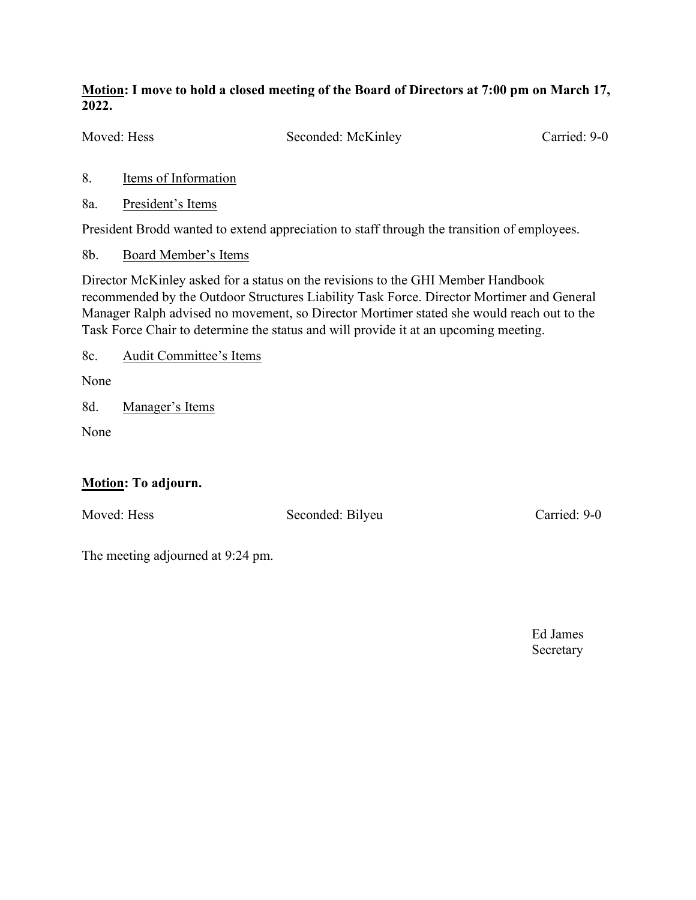**<u>Motion</u>: I move to hold a closed meeting of the Board of Directors at 7:00 pm on March 17, 2022.**

Moved: Hess Seconded: McKinley Carried: 9-0

8. <u>Items of Information</u>

8a. <u>President's Items</u>

President Brodd wanted to extend appreciation to staff through the transition of employees.

8b. <u>Board Member's Items</u>

Director McKinley asked for a status on the revisions to the GHI Member Handbook recommended by the Outdoor Structures Liability Task Force. Director Mortimer and General Manager Ralph advised no movement, so Director Mortimer stated she would reach out to the Task Force Chair to determine the status and will provide it at an upcoming meeting.

8c. <u>Audit Committee's Items</u>

None

8d. <u>Manager's Items</u>

None

**<u>Motion</u>: To adjourn.**

Moved: Hess Seconded: Bilyeu Carried: 9-0

The meeting adjourned at 9:24 pm.

Ed James
Secretary